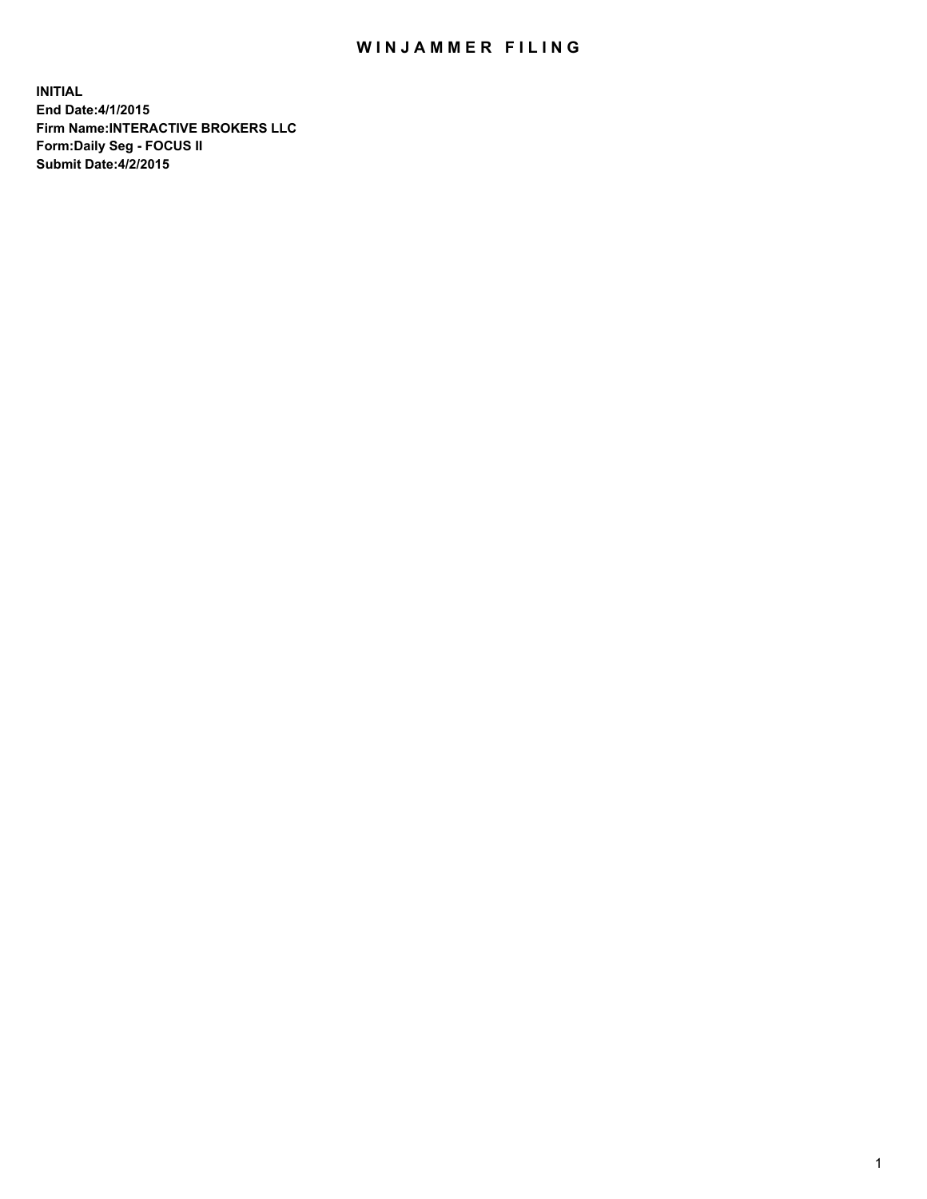# WINJAMMER FILING

**INITIAL**
**End Date:4/1/2015**
**Firm Name:INTERACTIVE BROKERS LLC**
**Form:Daily Seg - FOCUS II**
**Submit Date:4/2/2015**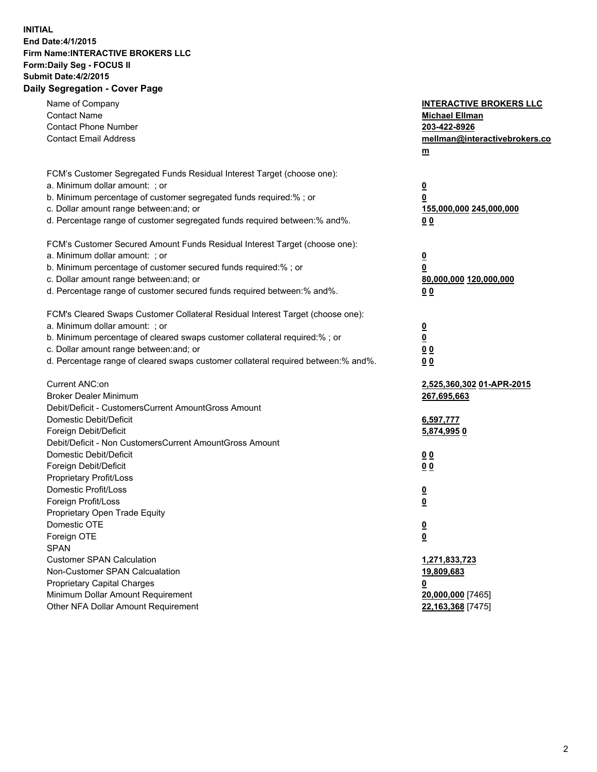**INITIAL**
**End Date:4/1/2015**
**Firm Name:INTERACTIVE BROKERS LLC**
**Form:Daily Seg - FOCUS II**
**Submit Date:4/2/2015**
**Daily Segregation - Cover Page**

| | |
|---|---|
| Name of Company | **INTERACTIVE BROKERS LLC** |
| Contact Name | **Michael Ellman** |
| Contact Phone Number | **203-422-8926** |
| Contact Email Address | **mellman@interactivebrokers.com** |
| FCM's Customer Segregated Funds Residual Interest Target (choose one): | |
| a. Minimum dollar amount: ; or | **0** |
| b. Minimum percentage of customer segregated funds required:% ; or | **0** |
| c. Dollar amount range between:and; or | **155,000,000 245,000,000** |
| d. Percentage range of customer segregated funds required between:% and%. | **0 0** |
| FCM's Customer Secured Amount Funds Residual Interest Target (choose one): | |
| a. Minimum dollar amount: ; or | **0** |
| b. Minimum percentage of customer secured funds required:% ; or | **0** |
| c. Dollar amount range between:and; or | **80,000,000 120,000,000** |
| d. Percentage range of customer secured funds required between:% and%. | **0 0** |
| FCM's Cleared Swaps Customer Collateral Residual Interest Target (choose one): | |
| a. Minimum dollar amount: ; or | **0** |
| b. Minimum percentage of cleared swaps customer collateral required:% ; or | **0** |
| c. Dollar amount range between:and; or | **0 0** |
| d. Percentage range of cleared swaps customer collateral required between:% and%. | **0 0** |
| Current ANC:on | **2,525,360,302 01-APR-2015** |
| Broker Dealer Minimum | **267,695,663** |
| Debit/Deficit - CustomersCurrent AmountGross Amount | |
| Domestic Debit/Deficit | **6,597,777** |
| Foreign Debit/Deficit | **5,874,995 0** |
| Debit/Deficit - Non CustomersCurrent AmountGross Amount | |
| Domestic Debit/Deficit | **0 0** |
| Foreign Debit/Deficit | **0 0** |
| Proprietary Profit/Loss | |
| Domestic Profit/Loss | **0** |
| Foreign Profit/Loss | **0** |
| Proprietary Open Trade Equity | |
| Domestic OTE | **0** |
| Foreign OTE | **0** |
| SPAN | |
| Customer SPAN Calculation | **1,271,833,723** |
| Non-Customer SPAN Calcualation | **19,809,683** |
| Proprietary Capital Charges | **0** |
| Minimum Dollar Amount Requirement | **20,000,000** [7465] |
| Other NFA Dollar Amount Requirement | **22,163,368** [7475] |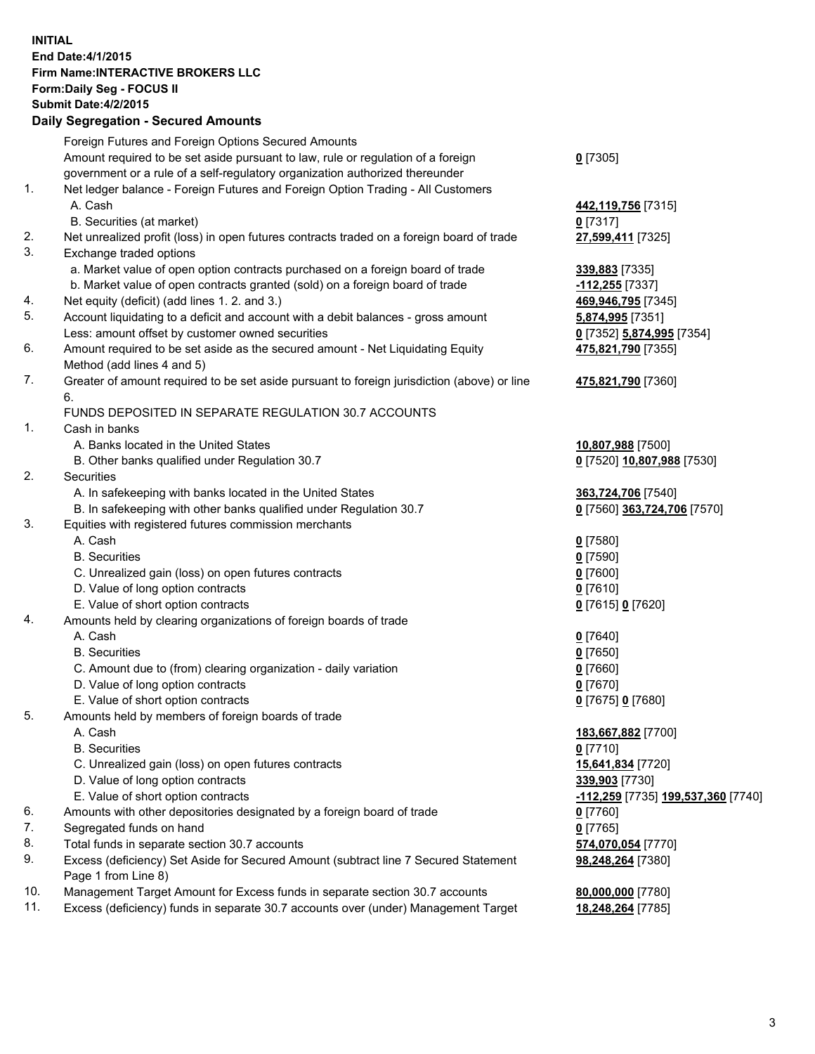**INITIAL**
**End Date:4/1/2015**
**Firm Name:INTERACTIVE BROKERS LLC**
**Form:Daily Seg - FOCUS II**
**Submit Date:4/2/2015**

## Daily Segregation - Secured Amounts

| | | |
|---|---|---|
| | Foreign Futures and Foreign Options Secured Amounts | |
| | Amount required to be set aside pursuant to law, rule or regulation of a foreign government or a rule of a self-regulatory organization authorized thereunder | **0** [7305] |
| 1. | Net ledger balance - Foreign Futures and Foreign Option Trading - All Customers | |
| | A. Cash | **442,119,756** [7315] |
| | B. Securities (at market) | **0** [7317] |
| 2. | Net unrealized profit (loss) in open futures contracts traded on a foreign board of trade | **27,599,411** [7325] |
| 3. | Exchange traded options | |
| | a. Market value of open option contracts purchased on a foreign board of trade | **339,883** [7335] |
| | b. Market value of open contracts granted (sold) on a foreign board of trade | **-112,255** [7337] |
| 4. | Net equity (deficit) (add lines 1. 2. and 3.) | **469,946,795** [7345] |
| 5. | Account liquidating to a deficit and account with a debit balances - gross amount | **5,874,995** [7351] |
| | Less: amount offset by customer owned securities | **0** [7352] **5,874,995** [7354] |
| 6. | Amount required to be set aside as the secured amount - Net Liquidating Equity Method (add lines 4 and 5) | **475,821,790** [7355] |
| 7. | Greater of amount required to be set aside pursuant to foreign jurisdiction (above) or line 6. | **475,821,790** [7360] |
| | FUNDS DEPOSITED IN SEPARATE REGULATION 30.7 ACCOUNTS | |
| 1. | Cash in banks | |
| | A. Banks located in the United States | **10,807,988** [7500] |
| | B. Other banks qualified under Regulation 30.7 | **0** [7520] **10,807,988** [7530] |
| 2. | Securities | |
| | A. In safekeeping with banks located in the United States | **363,724,706** [7540] |
| | B. In safekeeping with other banks qualified under Regulation 30.7 | **0** [7560] **363,724,706** [7570] |
| 3. | Equities with registered futures commission merchants | |
| | A. Cash | **0** [7580] |
| | B. Securities | **0** [7590] |
| | C. Unrealized gain (loss) on open futures contracts | **0** [7600] |
| | D. Value of long option contracts | **0** [7610] |
| | E. Value of short option contracts | **0** [7615] **0** [7620] |
| 4. | Amounts held by clearing organizations of foreign boards of trade | |
| | A. Cash | **0** [7640] |
| | B. Securities | **0** [7650] |
| | C. Amount due to (from) clearing organization - daily variation | **0** [7660] |
| | D. Value of long option contracts | **0** [7670] |
| | E. Value of short option contracts | **0** [7675] **0** [7680] |
| 5. | Amounts held by members of foreign boards of trade | |
| | A. Cash | **183,667,882** [7700] |
| | B. Securities | **0** [7710] |
| | C. Unrealized gain (loss) on open futures contracts | **15,641,834** [7720] |
| | D. Value of long option contracts | **339,903** [7730] |
| | E. Value of short option contracts | **-112,259** [7735] **199,537,360** [7740] |
| 6. | Amounts with other depositories designated by a foreign board of trade | **0** [7760] |
| 7. | Segregated funds on hand | **0** [7765] |
| 8. | Total funds in separate section 30.7 accounts | **574,070,054** [7770] |
| 9. | Excess (deficiency) Set Aside for Secured Amount (subtract line 7 Secured Statement Page 1 from Line 8) | **98,248,264** [7380] |
| 10. | Management Target Amount for Excess funds in separate section 30.7 accounts | **80,000,000** [7780] |
| 11. | Excess (deficiency) funds in separate 30.7 accounts over (under) Management Target | **18,248,264** [7785] |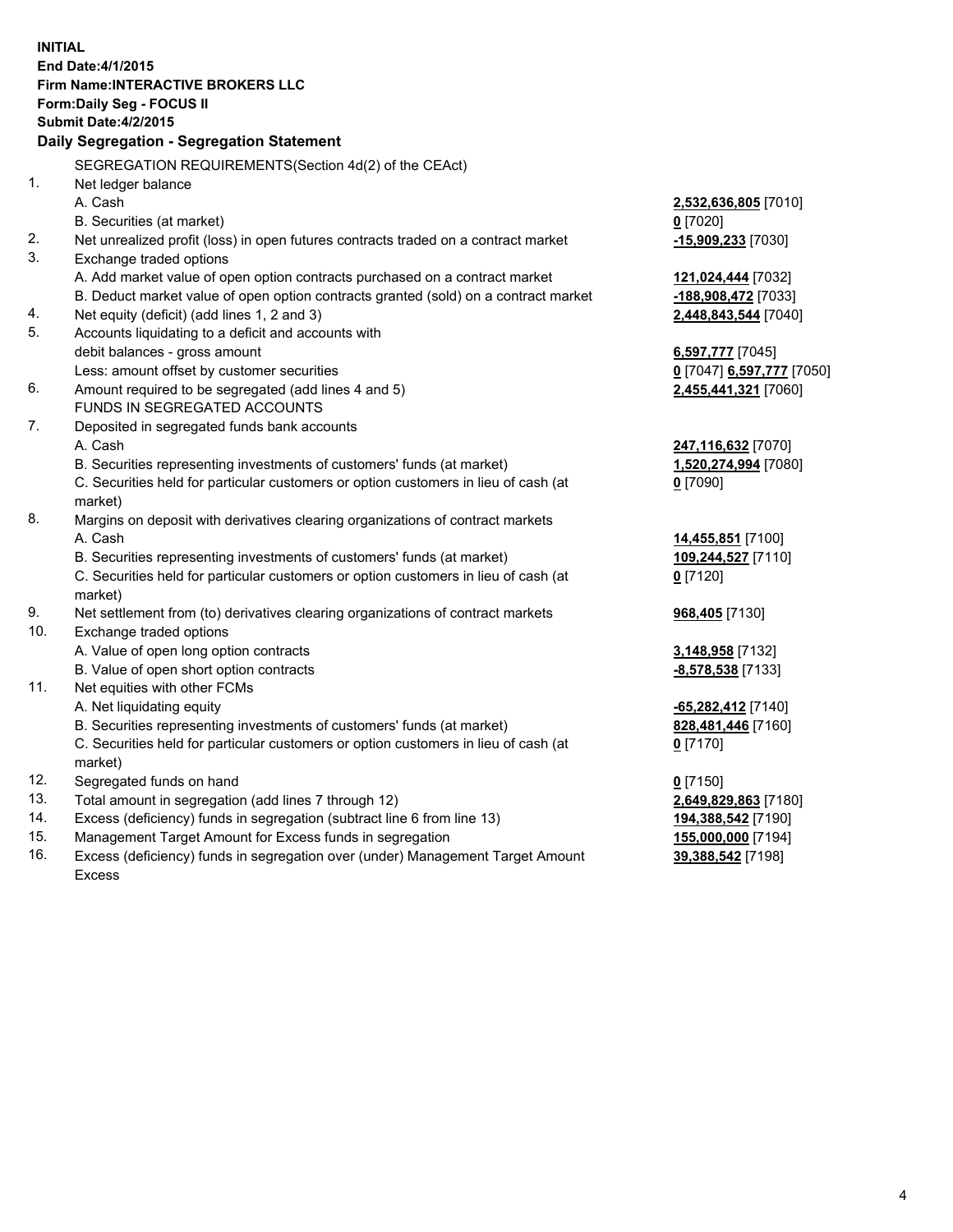**INITIAL**
**End Date:4/1/2015**
**Firm Name:INTERACTIVE BROKERS LLC**
**Form:Daily Seg - FOCUS II**
**Submit Date:4/2/2015**

**Daily Segregation - Segregation Statement**

| | | |
|---|---|---|
| | SEGREGATION REQUIREMENTS(Section 4d(2) of the CEAct) | |
| 1. | Net ledger balance | |
| | A. Cash | **2,532,636,805** [7010] |
| | B. Securities (at market) | **0** [7020] |
| 2. | Net unrealized profit (loss) in open futures contracts traded on a contract market | **-15,909,233** [7030] |
| 3. | Exchange traded options | |
| | A. Add market value of open option contracts purchased on a contract market | **121,024,444** [7032] |
| | B. Deduct market value of open option contracts granted (sold) on a contract market | **-188,908,472** [7033] |
| 4. | Net equity (deficit) (add lines 1, 2 and 3) | **2,448,843,544** [7040] |
| 5. | Accounts liquidating to a deficit and accounts with debit balances - gross amount | **6,597,777** [7045] |
| | Less: amount offset by customer securities | **0** [7047] **6,597,777** [7050] |
| 6. | Amount required to be segregated (add lines 4 and 5) | **2,455,441,321** [7060] |
| | FUNDS IN SEGREGATED ACCOUNTS | |
| 7. | Deposited in segregated funds bank accounts | |
| | A. Cash | **247,116,632** [7070] |
| | B. Securities representing investments of customers' funds (at market) | **1,520,274,994** [7080] |
| | C. Securities held for particular customers or option customers in lieu of cash (at market) | **0** [7090] |
| 8. | Margins on deposit with derivatives clearing organizations of contract markets | |
| | A. Cash | **14,455,851** [7100] |
| | B. Securities representing investments of customers' funds (at market) | **109,244,527** [7110] |
| | C. Securities held for particular customers or option customers in lieu of cash (at market) | **0** [7120] |
| 9. | Net settlement from (to) derivatives clearing organizations of contract markets | **968,405** [7130] |
| 10. | Exchange traded options | |
| | A. Value of open long option contracts | **3,148,958** [7132] |
| | B. Value of open short option contracts | **-8,578,538** [7133] |
| 11. | Net equities with other FCMs | |
| | A. Net liquidating equity | **-65,282,412** [7140] |
| | B. Securities representing investments of customers' funds (at market) | **828,481,446** [7160] |
| | C. Securities held for particular customers or option customers in lieu of cash (at market) | **0** [7170] |
| 12. | Segregated funds on hand | **0** [7150] |
| 13. | Total amount in segregation (add lines 7 through 12) | **2,649,829,863** [7180] |
| 14. | Excess (deficiency) funds in segregation (subtract line 6 from line 13) | **194,388,542** [7190] |
| 15. | Management Target Amount for Excess funds in segregation | **155,000,000** [7194] |
| 16. | Excess (deficiency) funds in segregation over (under) Management Target Amount Excess | **39,388,542** [7198] |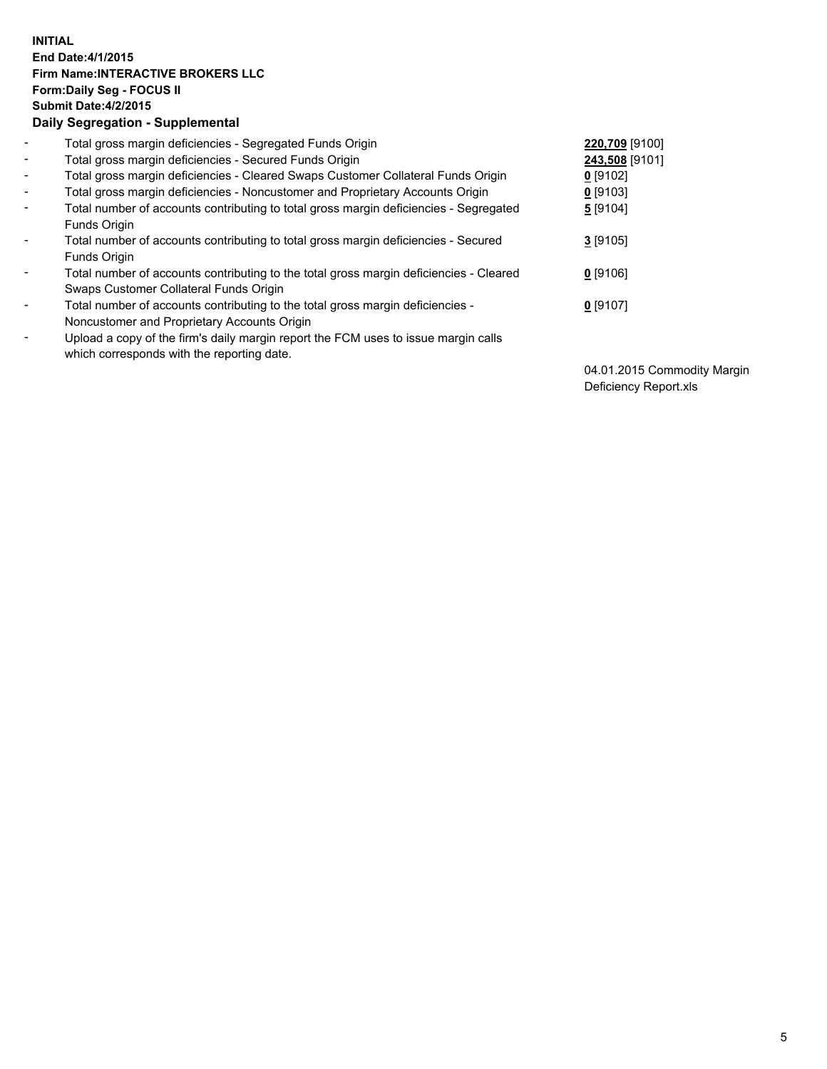**INITIAL**
**End Date:4/1/2015**
**Firm Name:INTERACTIVE BROKERS LLC**
**Form:Daily Seg - FOCUS II**
**Submit Date:4/2/2015**

## Daily Segregation - Supplemental

| | | |
|---|---|---|
| - | Total gross margin deficiencies - Segregated Funds Origin | **220,709** [9100] |
| - | Total gross margin deficiencies - Secured Funds Origin | **243,508** [9101] |
| - | Total gross margin deficiencies - Cleared Swaps Customer Collateral Funds Origin | **0** [9102] |
| - | Total gross margin deficiencies - Noncustomer and Proprietary Accounts Origin | **0** [9103] |
| - | Total number of accounts contributing to total gross margin deficiencies - Segregated Funds Origin | **5** [9104] |
| - | Total number of accounts contributing to total gross margin deficiencies - Secured Funds Origin | **3** [9105] |
| - | Total number of accounts contributing to the total gross margin deficiencies - Cleared Swaps Customer Collateral Funds Origin | **0** [9106] |
| - | Total number of accounts contributing to the total gross margin deficiencies - Noncustomer and Proprietary Accounts Origin | **0** [9107] |
| - | Upload a copy of the firm's daily margin report the FCM uses to issue margin calls which corresponds with the reporting date. | 04.01.2015 Commodity Margin Deficiency Report.xls |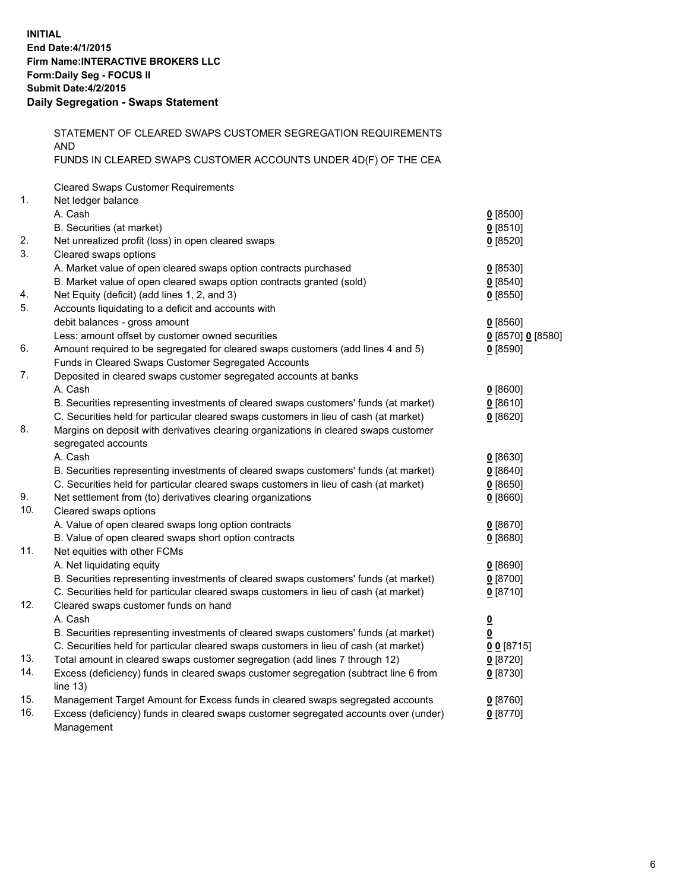**INITIAL**
**End Date:4/1/2015**
**Firm Name:INTERACTIVE BROKERS LLC**
**Form:Daily Seg - FOCUS II**
**Submit Date:4/2/2015**
**Daily Segregation - Swaps Statement**

STATEMENT OF CLEARED SWAPS CUSTOMER SEGREGATION REQUIREMENTS AND FUNDS IN CLEARED SWAPS CUSTOMER ACCOUNTS UNDER 4D(F) OF THE CEA

| | | |
|---|---|---|
| | Cleared Swaps Customer Requirements | |
| 1. | Net ledger balance | |
| | A. Cash | 0 [8500] |
| | B. Securities (at market) | 0 [8510] |
| 2. | Net unrealized profit (loss) in open cleared swaps | 0 [8520] |
| 3. | Cleared swaps options | |
| | A. Market value of open cleared swaps option contracts purchased | 0 [8530] |
| | B. Market value of open cleared swaps option contracts granted (sold) | 0 [8540] |
| 4. | Net Equity (deficit) (add lines 1, 2, and 3) | 0 [8550] |
| 5. | Accounts liquidating to a deficit and accounts with debit balances - gross amount | 0 [8560] |
| | Less: amount offset by customer owned securities | 0 [8570] 0 [8580] |
| 6. | Amount required to be segregated for cleared swaps customers (add lines 4 and 5) | 0 [8590] |
| | Funds in Cleared Swaps Customer Segregated Accounts | |
| 7. | Deposited in cleared swaps customer segregated accounts at banks | |
| | A. Cash | 0 [8600] |
| | B. Securities representing investments of cleared swaps customers' funds (at market) | 0 [8610] |
| | C. Securities held for particular cleared swaps customers in lieu of cash (at market) | 0 [8620] |
| 8. | Margins on deposit with derivatives clearing organizations in cleared swaps customer segregated accounts | |
| | A. Cash | 0 [8630] |
| | B. Securities representing investments of cleared swaps customers' funds (at market) | 0 [8640] |
| | C. Securities held for particular cleared swaps customers in lieu of cash (at market) | 0 [8650] |
| 9. | Net settlement from (to) derivatives clearing organizations | 0 [8660] |
| 10. | Cleared swaps options | |
| | A. Value of open cleared swaps long option contracts | 0 [8670] |
| | B. Value of open cleared swaps short option contracts | 0 [8680] |
| 11. | Net equities with other FCMs | |
| | A. Net liquidating equity | 0 [8690] |
| | B. Securities representing investments of cleared swaps customers' funds (at market) | 0 [8700] |
| | C. Securities held for particular cleared swaps customers in lieu of cash (at market) | 0 [8710] |
| 12. | Cleared swaps customer funds on hand | |
| | A. Cash | 0 |
| | B. Securities representing investments of cleared swaps customers' funds (at market) | 0 |
| | C. Securities held for particular cleared swaps customers in lieu of cash (at market) | 0 0 [8715] |
| 13. | Total amount in cleared swaps customer segregation (add lines 7 through 12) | 0 [8720] |
| 14. | Excess (deficiency) funds in cleared swaps customer segregation (subtract line 6 from line 13) | 0 [8730] |
| 15. | Management Target Amount for Excess funds in cleared swaps segregated accounts | 0 [8760] |
| 16. | Excess (deficiency) funds in cleared swaps customer segregated accounts over (under) Management | 0 [8770] |